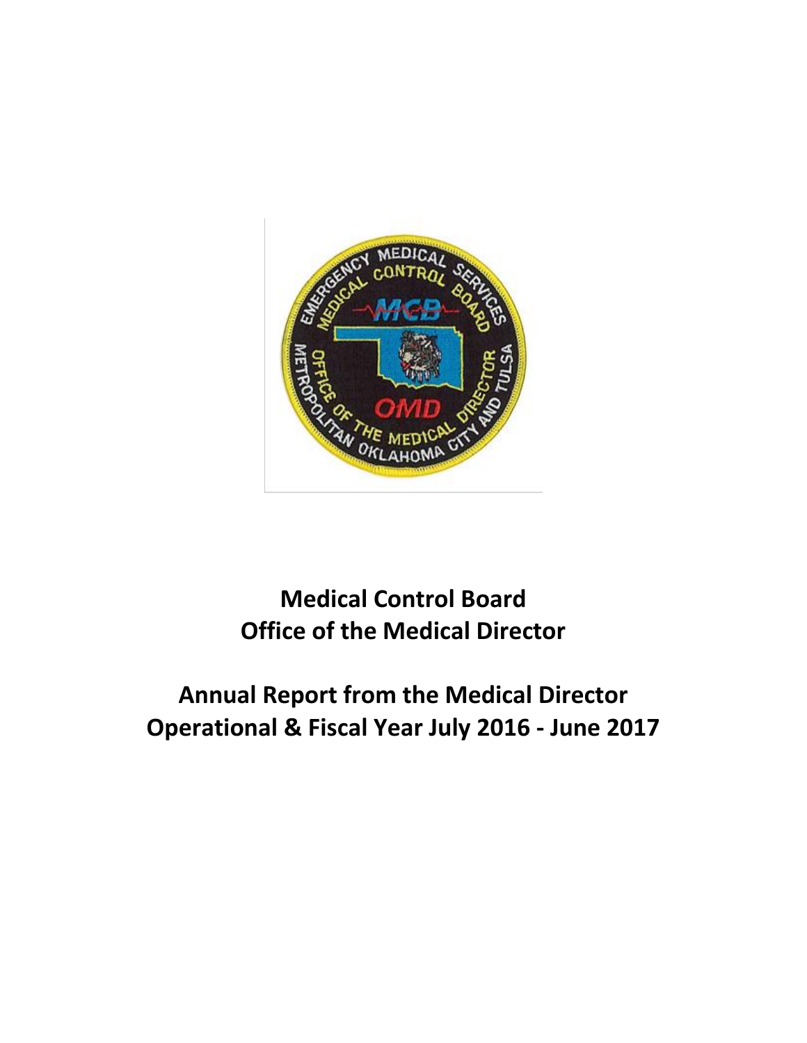# Medical Control Board
# Office of the Medical Director

## Annual Report from the Medical Director
## Operational & Fiscal Year July 2016 - June 2017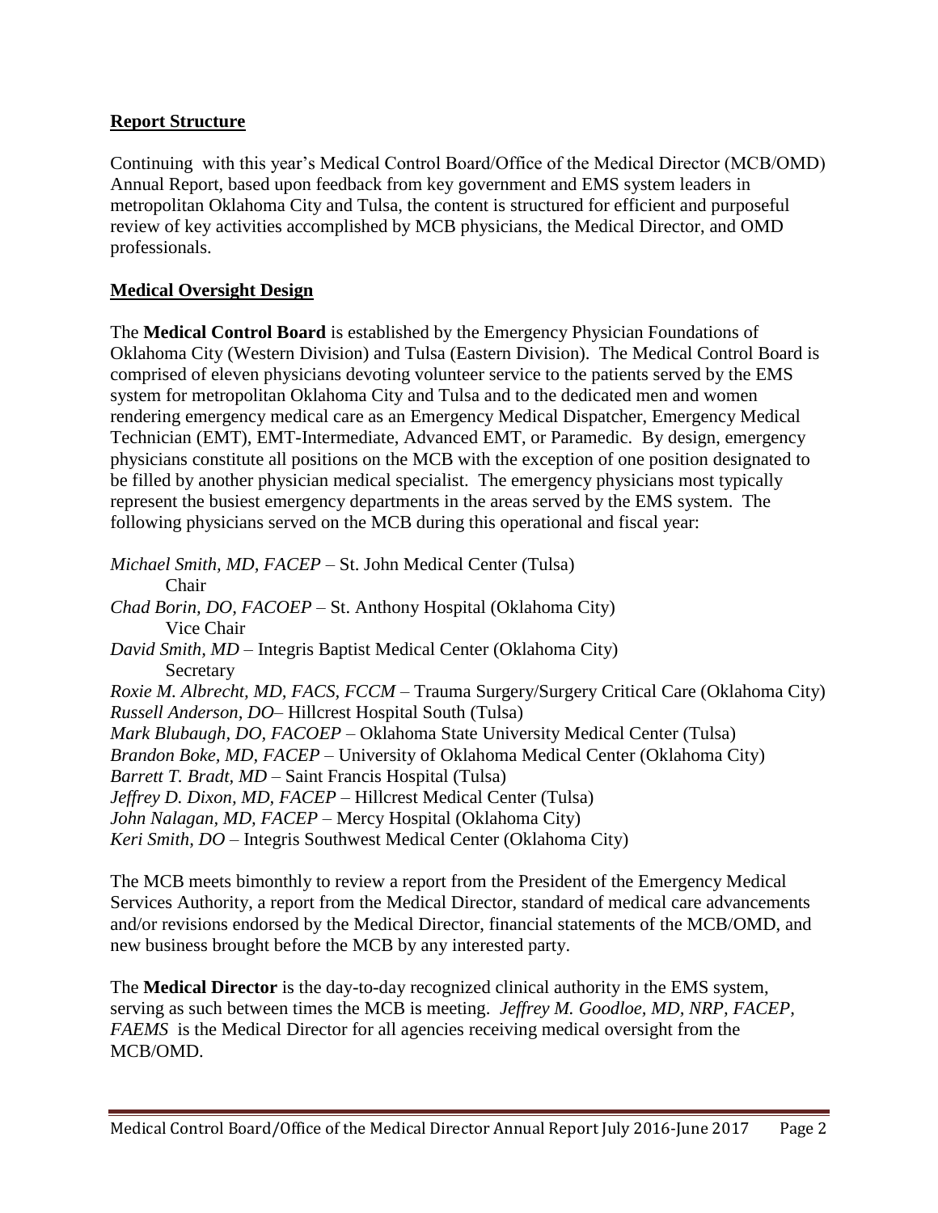## **Report Structure**

Continuing with this year's Medical Control Board/Office of the Medical Director (MCB/OMD) Annual Report, based upon feedback from key government and EMS system leaders in metropolitan Oklahoma City and Tulsa, the content is structured for efficient and purposeful review of key activities accomplished by MCB physicians, the Medical Director, and OMD professionals.

## **Medical Oversight Design**

The **Medical Control Board** is established by the Emergency Physician Foundations of Oklahoma City (Western Division) and Tulsa (Eastern Division). The Medical Control Board is comprised of eleven physicians devoting volunteer service to the patients served by the EMS system for metropolitan Oklahoma City and Tulsa and to the dedicated men and women rendering emergency medical care as an Emergency Medical Dispatcher, Emergency Medical Technician (EMT), EMT-Intermediate, Advanced EMT, or Paramedic. By design, emergency physicians constitute all positions on the MCB with the exception of one position designated to be filled by another physician medical specialist. The emergency physicians most typically represent the busiest emergency departments in the areas served by the EMS system. The following physicians served on the MCB during this operational and fiscal year:

*Michael Smith, MD, FACEP* – St. John Medical Center (Tulsa)
Chair
*Chad Borin, DO, FACOEP* – St. Anthony Hospital (Oklahoma City)
Vice Chair
*David Smith, MD* – Integris Baptist Medical Center (Oklahoma City)
Secretary
*Roxie M. Albrecht, MD, FACS, FCCM* – Trauma Surgery/Surgery Critical Care (Oklahoma City)
*Russell Anderson, DO*– Hillcrest Hospital South (Tulsa)
*Mark Blubaugh, DO, FACOEP* – Oklahoma State University Medical Center (Tulsa)
*Brandon Boke, MD, FACEP* – University of Oklahoma Medical Center (Oklahoma City)
*Barrett T. Bradt, MD* – Saint Francis Hospital (Tulsa)
*Jeffrey D. Dixon, MD, FACEP* – Hillcrest Medical Center (Tulsa)
*John Nalagan, MD, FACEP* – Mercy Hospital (Oklahoma City)
*Keri Smith, DO* – Integris Southwest Medical Center (Oklahoma City)

The MCB meets bimonthly to review a report from the President of the Emergency Medical Services Authority, a report from the Medical Director, standard of medical care advancements and/or revisions endorsed by the Medical Director, financial statements of the MCB/OMD, and new business brought before the MCB by any interested party.

The **Medical Director** is the day-to-day recognized clinical authority in the EMS system, serving as such between times the MCB is meeting. *Jeffrey M. Goodloe, MD, NRP, FACEP, FAEMS* is the Medical Director for all agencies receiving medical oversight from the MCB/OMD.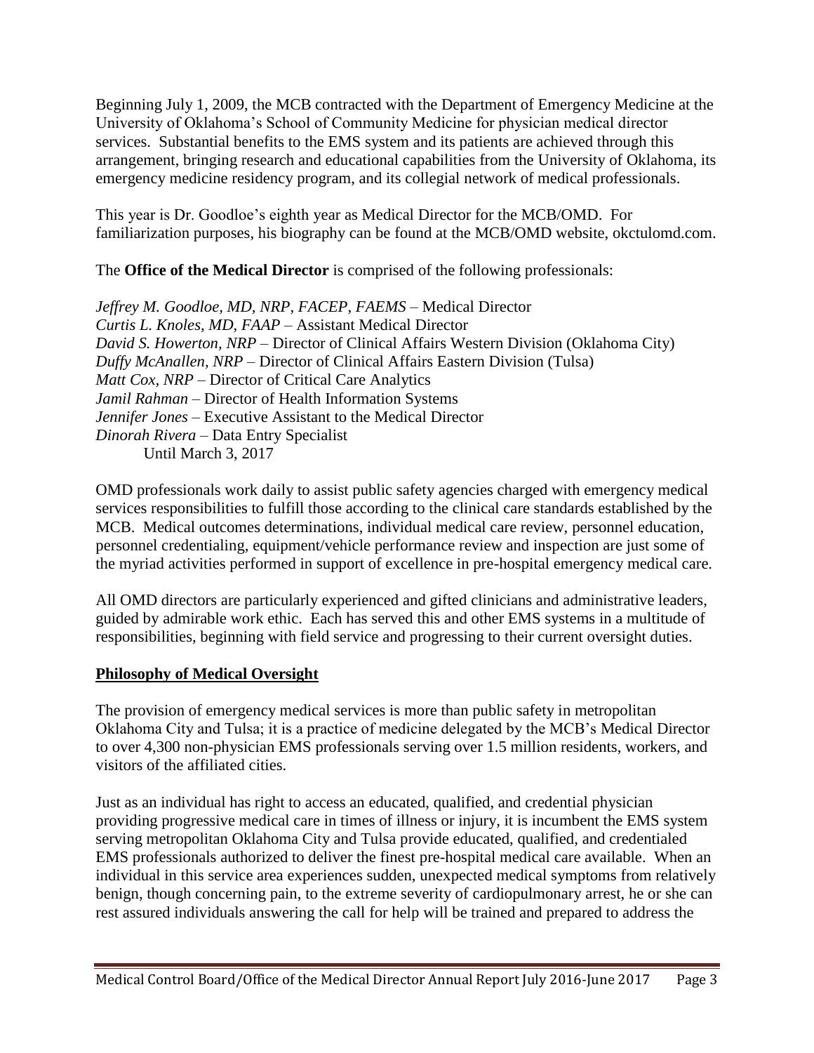Beginning July 1, 2009, the MCB contracted with the Department of Emergency Medicine at the University of Oklahoma's School of Community Medicine for physician medical director services. Substantial benefits to the EMS system and its patients are achieved through this arrangement, bringing research and educational capabilities from the University of Oklahoma, its emergency medicine residency program, and its collegial network of medical professionals.

This year is Dr. Goodloe's eighth year as Medical Director for the MCB/OMD. For familiarization purposes, his biography can be found at the MCB/OMD website, okctulomd.com.

The **Office of the Medical Director** is comprised of the following professionals:

*Jeffrey M. Goodloe, MD, NRP, FACEP, FAEMS* – Medical Director
*Curtis L. Knoles, MD, FAAP* – Assistant Medical Director
*David S. Howerton, NRP* – Director of Clinical Affairs Western Division (Oklahoma City)
*Duffy McAnallen, NRP* – Director of Clinical Affairs Eastern Division (Tulsa)
*Matt Cox, NRP* – Director of Critical Care Analytics
*Jamil Rahman* – Director of Health Information Systems
*Jennifer Jones* – Executive Assistant to the Medical Director
*Dinorah Rivera* – Data Entry Specialist
Until March 3, 2017

OMD professionals work daily to assist public safety agencies charged with emergency medical services responsibilities to fulfill those according to the clinical care standards established by the MCB. Medical outcomes determinations, individual medical care review, personnel education, personnel credentialing, equipment/vehicle performance review and inspection are just some of the myriad activities performed in support of excellence in pre-hospital emergency medical care.

All OMD directors are particularly experienced and gifted clinicians and administrative leaders, guided by admirable work ethic. Each has served this and other EMS systems in a multitude of responsibilities, beginning with field service and progressing to their current oversight duties.

## Philosophy of Medical Oversight

The provision of emergency medical services is more than public safety in metropolitan Oklahoma City and Tulsa; it is a practice of medicine delegated by the MCB's Medical Director to over 4,300 non-physician EMS professionals serving over 1.5 million residents, workers, and visitors of the affiliated cities.

Just as an individual has right to access an educated, qualified, and credential physician providing progressive medical care in times of illness or injury, it is incumbent the EMS system serving metropolitan Oklahoma City and Tulsa provide educated, qualified, and credentialed EMS professionals authorized to deliver the finest pre-hospital medical care available. When an individual in this service area experiences sudden, unexpected medical symptoms from relatively benign, though concerning pain, to the extreme severity of cardiopulmonary arrest, he or she can rest assured individuals answering the call for help will be trained and prepared to address the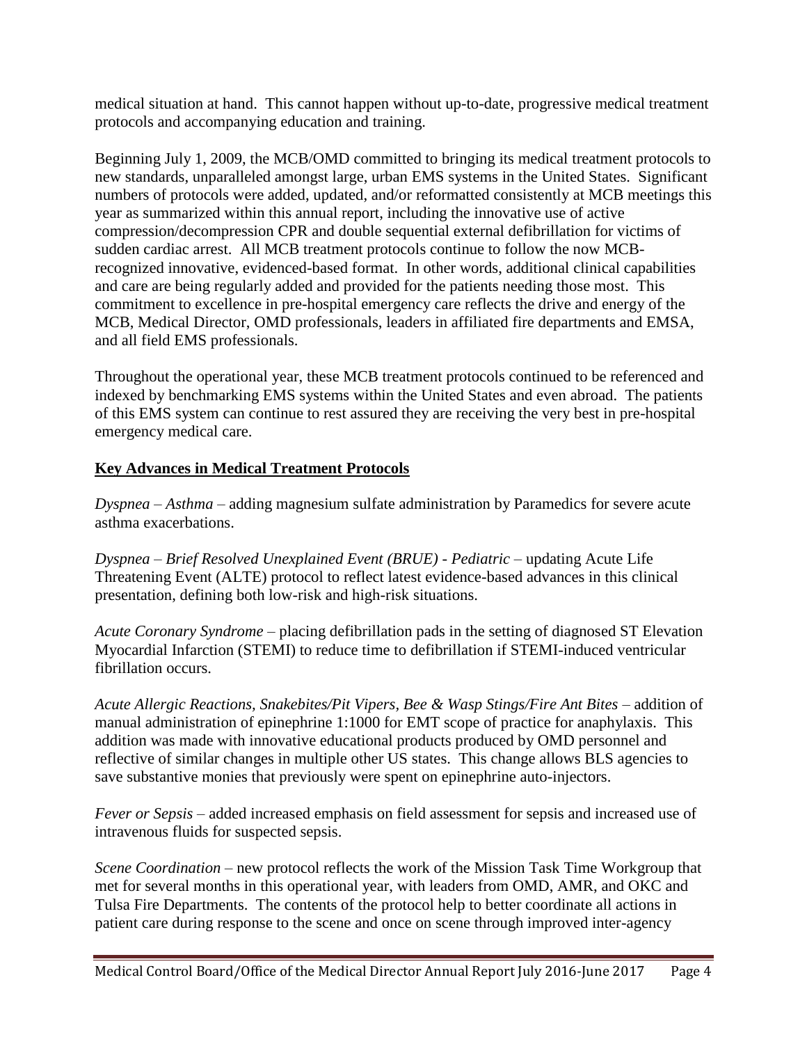medical situation at hand. This cannot happen without up-to-date, progressive medical treatment protocols and accompanying education and training.

Beginning July 1, 2009, the MCB/OMD committed to bringing its medical treatment protocols to new standards, unparalleled amongst large, urban EMS systems in the United States. Significant numbers of protocols were added, updated, and/or reformatted consistently at MCB meetings this year as summarized within this annual report, including the innovative use of active compression/decompression CPR and double sequential external defibrillation for victims of sudden cardiac arrest. All MCB treatment protocols continue to follow the now MCB-recognized innovative, evidenced-based format. In other words, additional clinical capabilities and care are being regularly added and provided for the patients needing those most. This commitment to excellence in pre-hospital emergency care reflects the drive and energy of the MCB, Medical Director, OMD professionals, leaders in affiliated fire departments and EMSA, and all field EMS professionals.

Throughout the operational year, these MCB treatment protocols continued to be referenced and indexed by benchmarking EMS systems within the United States and even abroad. The patients of this EMS system can continue to rest assured they are receiving the very best in pre-hospital emergency medical care.

**Key Advances in Medical Treatment Protocols**

*Dyspnea – Asthma* – adding magnesium sulfate administration by Paramedics for severe acute asthma exacerbations.

*Dyspnea – Brief Resolved Unexplained Event (BRUE) - Pediatric* – updating Acute Life Threatening Event (ALTE) protocol to reflect latest evidence-based advances in this clinical presentation, defining both low-risk and high-risk situations.

*Acute Coronary Syndrome* – placing defibrillation pads in the setting of diagnosed ST Elevation Myocardial Infarction (STEMI) to reduce time to defibrillation if STEMI-induced ventricular fibrillation occurs.

*Acute Allergic Reactions, Snakebites/Pit Vipers, Bee & Wasp Stings/Fire Ant Bites* – addition of manual administration of epinephrine 1:1000 for EMT scope of practice for anaphylaxis. This addition was made with innovative educational products produced by OMD personnel and reflective of similar changes in multiple other US states. This change allows BLS agencies to save substantive monies that previously were spent on epinephrine auto-injectors.

*Fever or Sepsis* – added increased emphasis on field assessment for sepsis and increased use of intravenous fluids for suspected sepsis.

*Scene Coordination* – new protocol reflects the work of the Mission Task Time Workgroup that met for several months in this operational year, with leaders from OMD, AMR, and OKC and Tulsa Fire Departments. The contents of the protocol help to better coordinate all actions in patient care during response to the scene and once on scene through improved inter-agency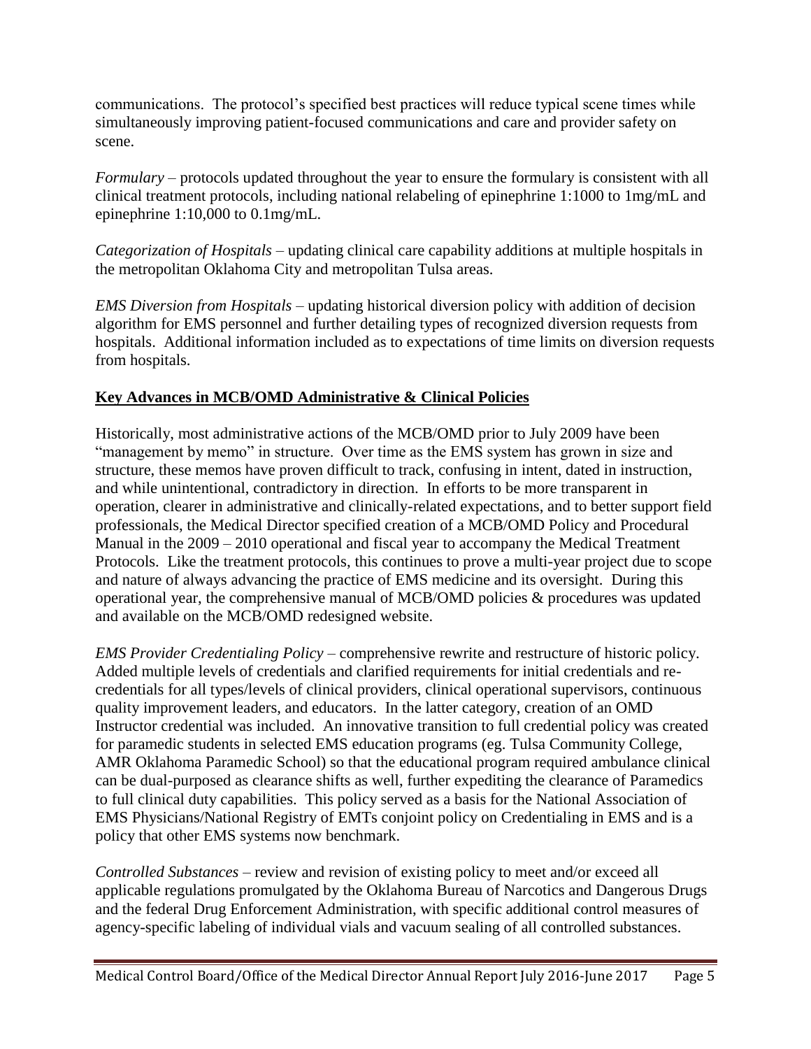communications. The protocol's specified best practices will reduce typical scene times while simultaneously improving patient-focused communications and care and provider safety on scene.

*Formulary* – protocols updated throughout the year to ensure the formulary is consistent with all clinical treatment protocols, including national relabeling of epinephrine 1:1000 to 1mg/mL and epinephrine 1:10,000 to 0.1mg/mL.

*Categorization of Hospitals* – updating clinical care capability additions at multiple hospitals in the metropolitan Oklahoma City and metropolitan Tulsa areas.

*EMS Diversion from Hospitals* – updating historical diversion policy with addition of decision algorithm for EMS personnel and further detailing types of recognized diversion requests from hospitals. Additional information included as to expectations of time limits on diversion requests from hospitals.

## Key Advances in MCB/OMD Administrative & Clinical Policies

Historically, most administrative actions of the MCB/OMD prior to July 2009 have been "management by memo" in structure. Over time as the EMS system has grown in size and structure, these memos have proven difficult to track, confusing in intent, dated in instruction, and while unintentional, contradictory in direction. In efforts to be more transparent in operation, clearer in administrative and clinically-related expectations, and to better support field professionals, the Medical Director specified creation of a MCB/OMD Policy and Procedural Manual in the 2009 – 2010 operational and fiscal year to accompany the Medical Treatment Protocols. Like the treatment protocols, this continues to prove a multi-year project due to scope and nature of always advancing the practice of EMS medicine and its oversight. During this operational year, the comprehensive manual of MCB/OMD policies & procedures was updated and available on the MCB/OMD redesigned website.

*EMS Provider Credentialing Policy* – comprehensive rewrite and restructure of historic policy. Added multiple levels of credentials and clarified requirements for initial credentials and re-credentials for all types/levels of clinical providers, clinical operational supervisors, continuous quality improvement leaders, and educators. In the latter category, creation of an OMD Instructor credential was included. An innovative transition to full credential policy was created for paramedic students in selected EMS education programs (eg. Tulsa Community College, AMR Oklahoma Paramedic School) so that the educational program required ambulance clinical can be dual-purposed as clearance shifts as well, further expediting the clearance of Paramedics to full clinical duty capabilities. This policy served as a basis for the National Association of EMS Physicians/National Registry of EMTs conjoint policy on Credentialing in EMS and is a policy that other EMS systems now benchmark.

*Controlled Substances* – review and revision of existing policy to meet and/or exceed all applicable regulations promulgated by the Oklahoma Bureau of Narcotics and Dangerous Drugs and the federal Drug Enforcement Administration, with specific additional control measures of agency-specific labeling of individual vials and vacuum sealing of all controlled substances.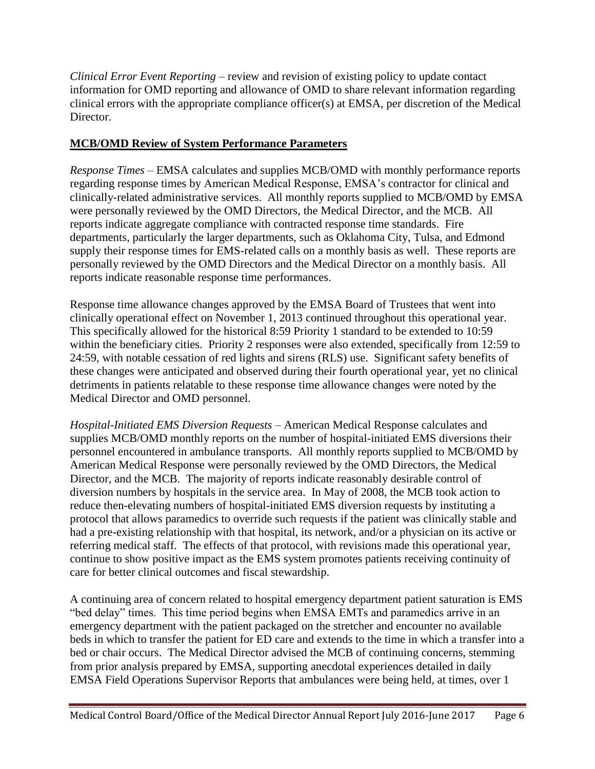*Clinical Error Event Reporting* – review and revision of existing policy to update contact information for OMD reporting and allowance of OMD to share relevant information regarding clinical errors with the appropriate compliance officer(s) at EMSA, per discretion of the Medical Director.

**MCB/OMD Review of System Performance Parameters**

*Response Times* – EMSA calculates and supplies MCB/OMD with monthly performance reports regarding response times by American Medical Response, EMSA's contractor for clinical and clinically-related administrative services. All monthly reports supplied to MCB/OMD by EMSA were personally reviewed by the OMD Directors, the Medical Director, and the MCB. All reports indicate aggregate compliance with contracted response time standards. Fire departments, particularly the larger departments, such as Oklahoma City, Tulsa, and Edmond supply their response times for EMS-related calls on a monthly basis as well. These reports are personally reviewed by the OMD Directors and the Medical Director on a monthly basis. All reports indicate reasonable response time performances.

Response time allowance changes approved by the EMSA Board of Trustees that went into clinically operational effect on November 1, 2013 continued throughout this operational year. This specifically allowed for the historical 8:59 Priority 1 standard to be extended to 10:59 within the beneficiary cities. Priority 2 responses were also extended, specifically from 12:59 to 24:59, with notable cessation of red lights and sirens (RLS) use. Significant safety benefits of these changes were anticipated and observed during their fourth operational year, yet no clinical detriments in patients relatable to these response time allowance changes were noted by the Medical Director and OMD personnel.

*Hospital-Initiated EMS Diversion Requests* – American Medical Response calculates and supplies MCB/OMD monthly reports on the number of hospital-initiated EMS diversions their personnel encountered in ambulance transports. All monthly reports supplied to MCB/OMD by American Medical Response were personally reviewed by the OMD Directors, the Medical Director, and the MCB. The majority of reports indicate reasonably desirable control of diversion numbers by hospitals in the service area. In May of 2008, the MCB took action to reduce then-elevating numbers of hospital-initiated EMS diversion requests by instituting a protocol that allows paramedics to override such requests if the patient was clinically stable and had a pre-existing relationship with that hospital, its network, and/or a physician on its active or referring medical staff. The effects of that protocol, with revisions made this operational year, continue to show positive impact as the EMS system promotes patients receiving continuity of care for better clinical outcomes and fiscal stewardship.

A continuing area of concern related to hospital emergency department patient saturation is EMS "bed delay" times. This time period begins when EMSA EMTs and paramedics arrive in an emergency department with the patient packaged on the stretcher and encounter no available beds in which to transfer the patient for ED care and extends to the time in which a transfer into a bed or chair occurs. The Medical Director advised the MCB of continuing concerns, stemming from prior analysis prepared by EMSA, supporting anecdotal experiences detailed in daily EMSA Field Operations Supervisor Reports that ambulances were being held, at times, over 1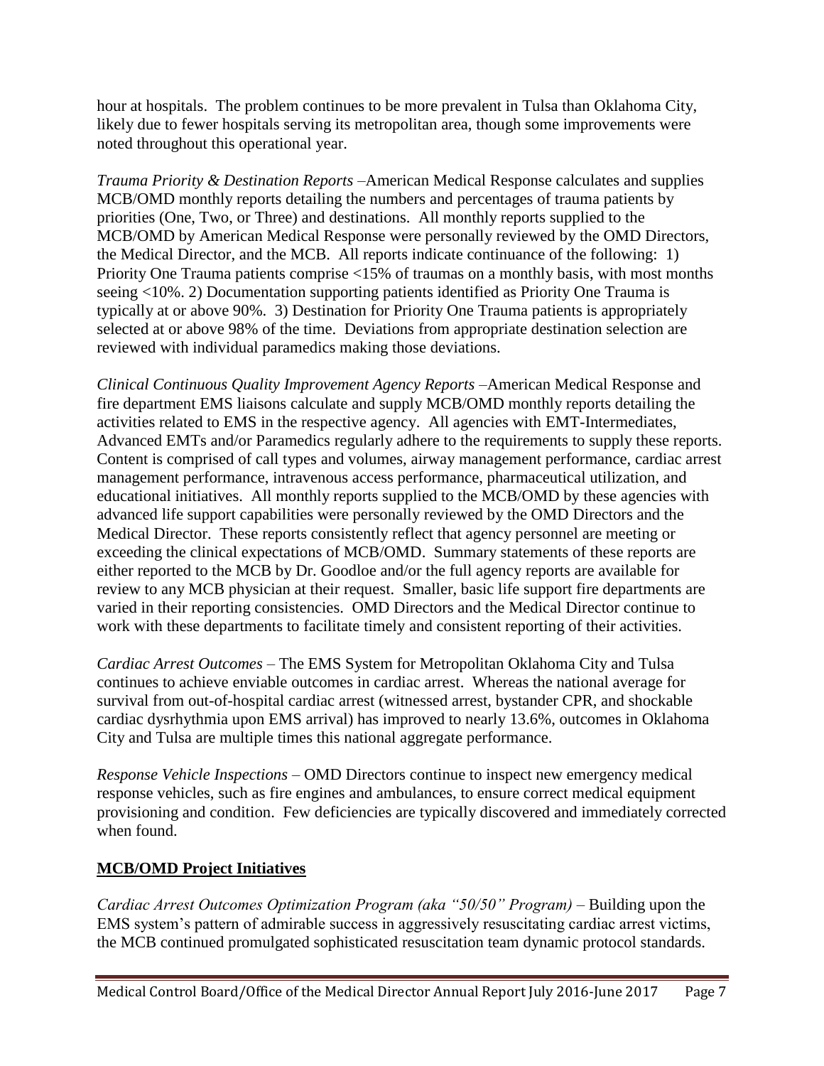hour at hospitals. The problem continues to be more prevalent in Tulsa than Oklahoma City, likely due to fewer hospitals serving its metropolitan area, though some improvements were noted throughout this operational year.

*Trauma Priority & Destination Reports* –American Medical Response calculates and supplies MCB/OMD monthly reports detailing the numbers and percentages of trauma patients by priorities (One, Two, or Three) and destinations. All monthly reports supplied to the MCB/OMD by American Medical Response were personally reviewed by the OMD Directors, the Medical Director, and the MCB. All reports indicate continuance of the following: 1) Priority One Trauma patients comprise <15% of traumas on a monthly basis, with most months seeing <10%. 2) Documentation supporting patients identified as Priority One Trauma is typically at or above 90%. 3) Destination for Priority One Trauma patients is appropriately selected at or above 98% of the time. Deviations from appropriate destination selection are reviewed with individual paramedics making those deviations.

*Clinical Continuous Quality Improvement Agency Reports* –American Medical Response and fire department EMS liaisons calculate and supply MCB/OMD monthly reports detailing the activities related to EMS in the respective agency. All agencies with EMT-Intermediates, Advanced EMTs and/or Paramedics regularly adhere to the requirements to supply these reports. Content is comprised of call types and volumes, airway management performance, cardiac arrest management performance, intravenous access performance, pharmaceutical utilization, and educational initiatives. All monthly reports supplied to the MCB/OMD by these agencies with advanced life support capabilities were personally reviewed by the OMD Directors and the Medical Director. These reports consistently reflect that agency personnel are meeting or exceeding the clinical expectations of MCB/OMD. Summary statements of these reports are either reported to the MCB by Dr. Goodloe and/or the full agency reports are available for review to any MCB physician at their request. Smaller, basic life support fire departments are varied in their reporting consistencies. OMD Directors and the Medical Director continue to work with these departments to facilitate timely and consistent reporting of their activities.

*Cardiac Arrest Outcomes* – The EMS System for Metropolitan Oklahoma City and Tulsa continues to achieve enviable outcomes in cardiac arrest. Whereas the national average for survival from out-of-hospital cardiac arrest (witnessed arrest, bystander CPR, and shockable cardiac dysrhythmia upon EMS arrival) has improved to nearly 13.6%, outcomes in Oklahoma City and Tulsa are multiple times this national aggregate performance.

*Response Vehicle Inspections* – OMD Directors continue to inspect new emergency medical response vehicles, such as fire engines and ambulances, to ensure correct medical equipment provisioning and condition. Few deficiencies are typically discovered and immediately corrected when found.

## MCB/OMD Project Initiatives

*Cardiac Arrest Outcomes Optimization Program (aka "50/50" Program)* – Building upon the EMS system's pattern of admirable success in aggressively resuscitating cardiac arrest victims, the MCB continued promulgated sophisticated resuscitation team dynamic protocol standards.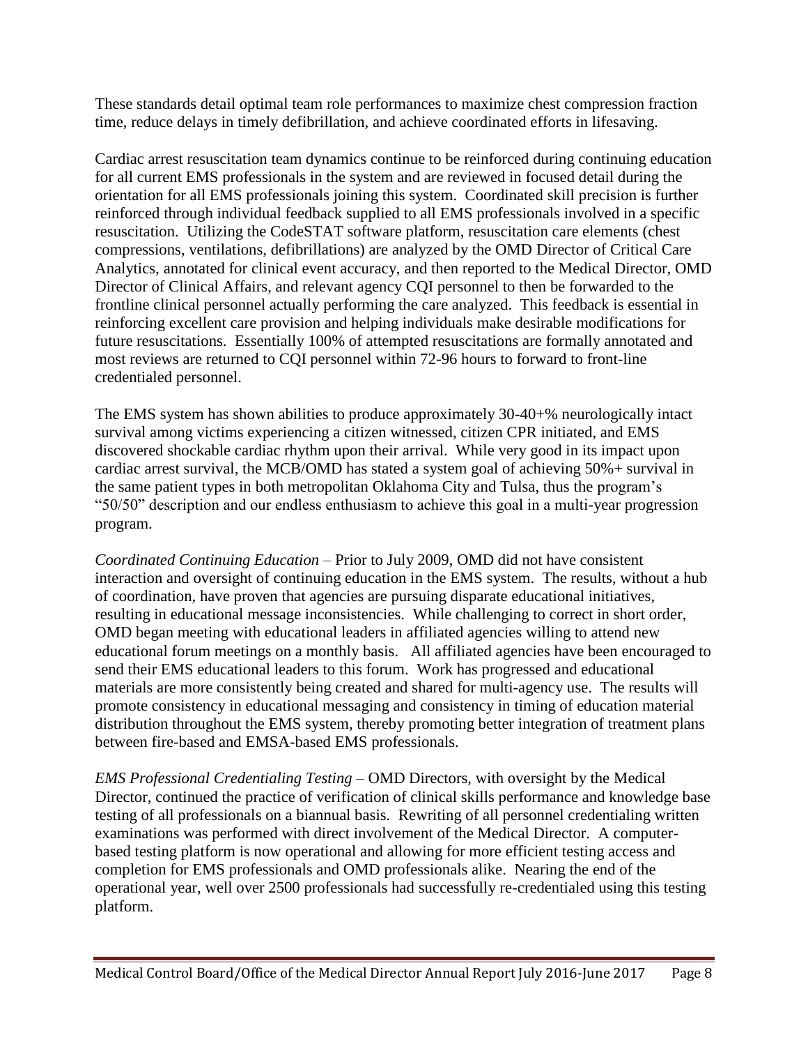These standards detail optimal team role performances to maximize chest compression fraction time, reduce delays in timely defibrillation, and achieve coordinated efforts in lifesaving.

Cardiac arrest resuscitation team dynamics continue to be reinforced during continuing education for all current EMS professionals in the system and are reviewed in focused detail during the orientation for all EMS professionals joining this system. Coordinated skill precision is further reinforced through individual feedback supplied to all EMS professionals involved in a specific resuscitation. Utilizing the CodeSTAT software platform, resuscitation care elements (chest compressions, ventilations, defibrillations) are analyzed by the OMD Director of Critical Care Analytics, annotated for clinical event accuracy, and then reported to the Medical Director, OMD Director of Clinical Affairs, and relevant agency CQI personnel to then be forwarded to the frontline clinical personnel actually performing the care analyzed. This feedback is essential in reinforcing excellent care provision and helping individuals make desirable modifications for future resuscitations. Essentially 100% of attempted resuscitations are formally annotated and most reviews are returned to CQI personnel within 72-96 hours to forward to front-line credentialed personnel.

The EMS system has shown abilities to produce approximately 30-40+% neurologically intact survival among victims experiencing a citizen witnessed, citizen CPR initiated, and EMS discovered shockable cardiac rhythm upon their arrival. While very good in its impact upon cardiac arrest survival, the MCB/OMD has stated a system goal of achieving 50%+ survival in the same patient types in both metropolitan Oklahoma City and Tulsa, thus the program's "50/50" description and our endless enthusiasm to achieve this goal in a multi-year progression program.

*Coordinated Continuing Education* – Prior to July 2009, OMD did not have consistent interaction and oversight of continuing education in the EMS system. The results, without a hub of coordination, have proven that agencies are pursuing disparate educational initiatives, resulting in educational message inconsistencies. While challenging to correct in short order, OMD began meeting with educational leaders in affiliated agencies willing to attend new educational forum meetings on a monthly basis. All affiliated agencies have been encouraged to send their EMS educational leaders to this forum. Work has progressed and educational materials are more consistently being created and shared for multi-agency use. The results will promote consistency in educational messaging and consistency in timing of education material distribution throughout the EMS system, thereby promoting better integration of treatment plans between fire-based and EMSA-based EMS professionals.

*EMS Professional Credentialing Testing* – OMD Directors, with oversight by the Medical Director, continued the practice of verification of clinical skills performance and knowledge base testing of all professionals on a biannual basis. Rewriting of all personnel credentialing written examinations was performed with direct involvement of the Medical Director. A computer-based testing platform is now operational and allowing for more efficient testing access and completion for EMS professionals and OMD professionals alike. Nearing the end of the operational year, well over 2500 professionals had successfully re-credentialed using this testing platform.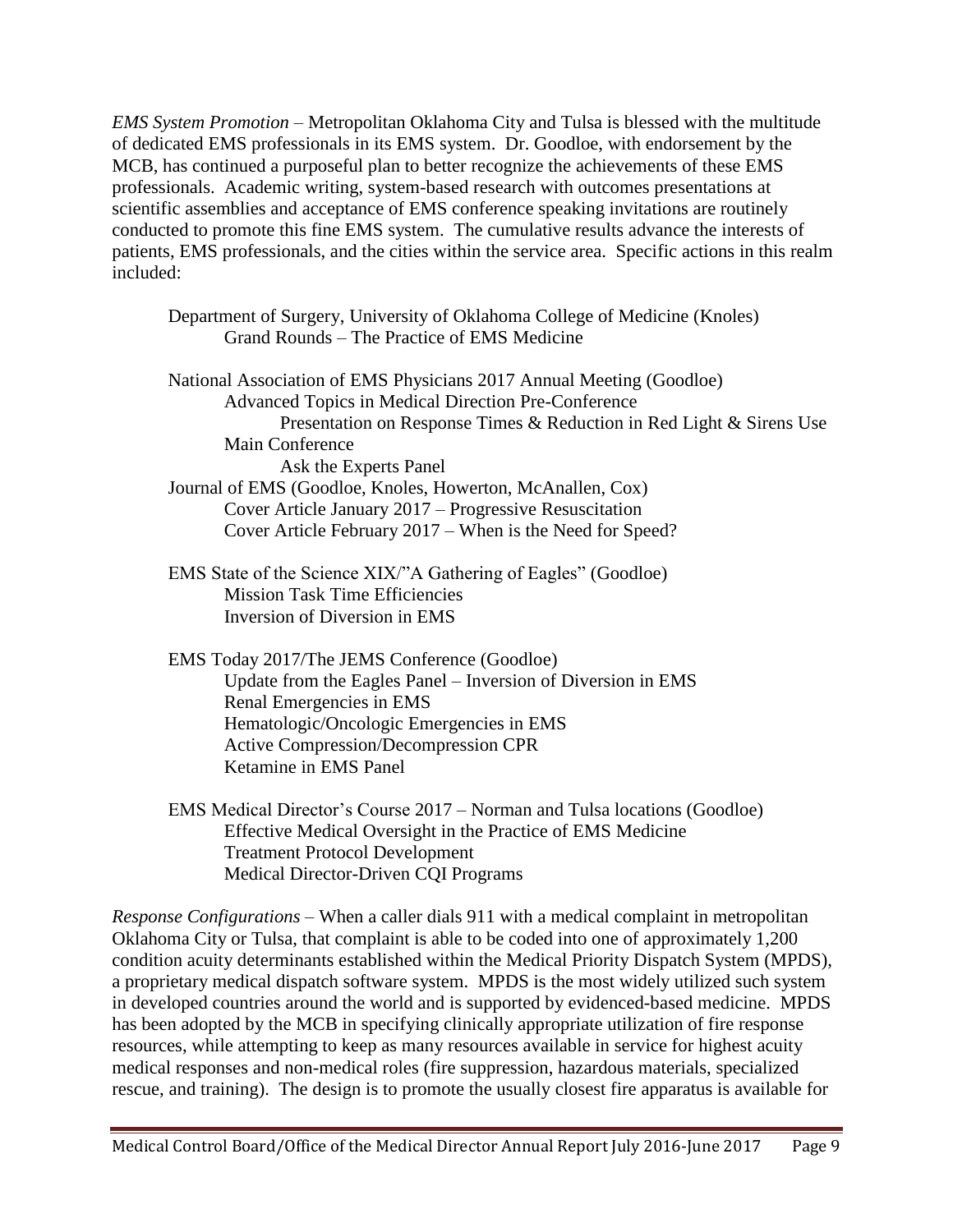*EMS System Promotion* – Metropolitan Oklahoma City and Tulsa is blessed with the multitude of dedicated EMS professionals in its EMS system. Dr. Goodloe, with endorsement by the MCB, has continued a purposeful plan to better recognize the achievements of these EMS professionals. Academic writing, system-based research with outcomes presentations at scientific assemblies and acceptance of EMS conference speaking invitations are routinely conducted to promote this fine EMS system. The cumulative results advance the interests of patients, EMS professionals, and the cities within the service area. Specific actions in this realm included:

- Department of Surgery, University of Oklahoma College of Medicine (Knoles)
    - Grand Rounds – The Practice of EMS Medicine

- National Association of EMS Physicians 2017 Annual Meeting (Goodloe)
    - Advanced Topics in Medical Direction Pre-Conference
        - Presentation on Response Times & Reduction in Red Light & Sirens Use
    - Main Conference
        - Ask the Experts Panel
- Journal of EMS (Goodloe, Knoles, Howerton, McAnallen, Cox)
    - Cover Article January 2017 – Progressive Resuscitation
    - Cover Article February 2017 – When is the Need for Speed?

- EMS State of the Science XIX/"A Gathering of Eagles" (Goodloe)
    - Mission Task Time Efficiencies
    - Inversion of Diversion in EMS

- EMS Today 2017/The JEMS Conference (Goodloe)
    - Update from the Eagles Panel – Inversion of Diversion in EMS
    - Renal Emergencies in EMS
    - Hematologic/Oncologic Emergencies in EMS
    - Active Compression/Decompression CPR
    - Ketamine in EMS Panel

- EMS Medical Director's Course 2017 – Norman and Tulsa locations (Goodloe)
    - Effective Medical Oversight in the Practice of EMS Medicine
    - Treatment Protocol Development
    - Medical Director-Driven CQI Programs

*Response Configurations* – When a caller dials 911 with a medical complaint in metropolitan Oklahoma City or Tulsa, that complaint is able to be coded into one of approximately 1,200 condition acuity determinants established within the Medical Priority Dispatch System (MPDS), a proprietary medical dispatch software system. MPDS is the most widely utilized such system in developed countries around the world and is supported by evidenced-based medicine. MPDS has been adopted by the MCB in specifying clinically appropriate utilization of fire response resources, while attempting to keep as many resources available in service for highest acuity medical responses and non-medical roles (fire suppression, hazardous materials, specialized rescue, and training). The design is to promote the usually closest fire apparatus is available for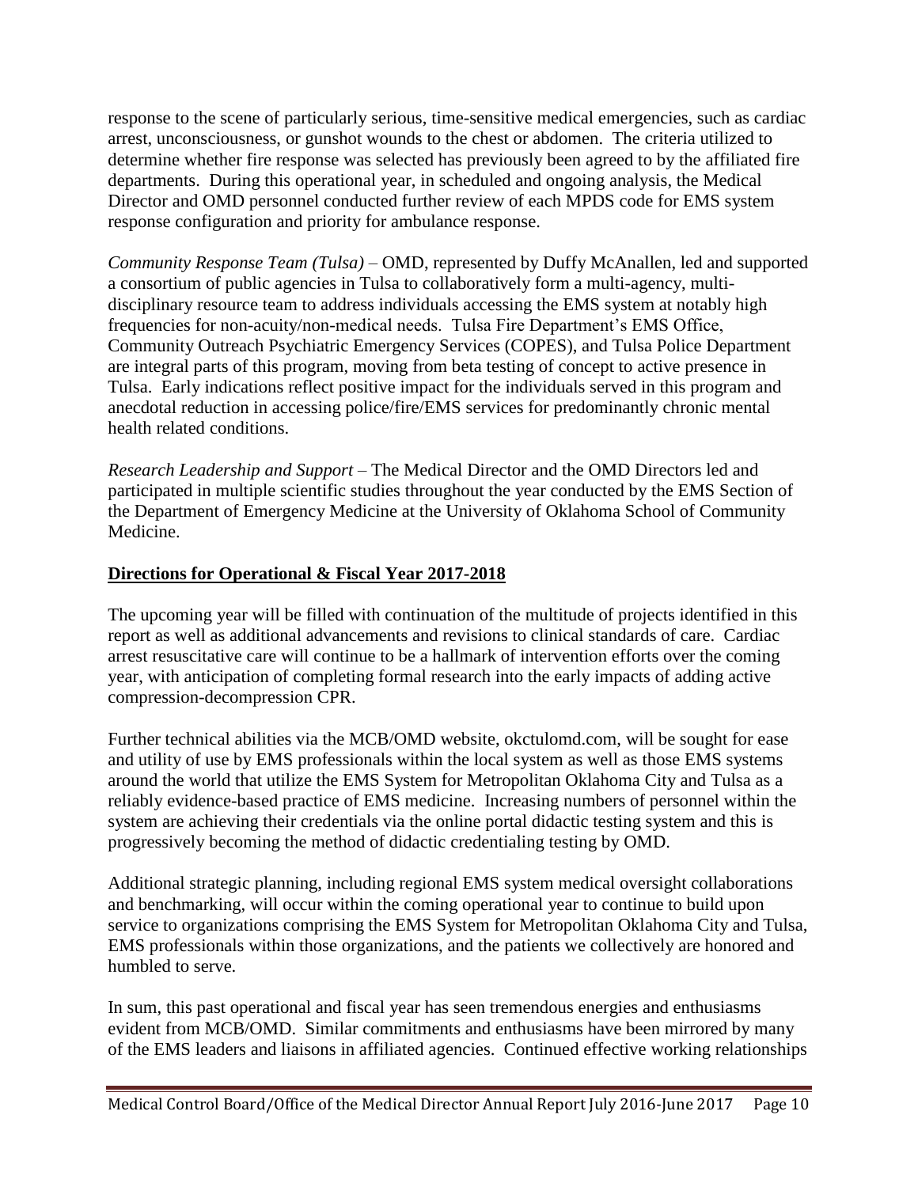response to the scene of particularly serious, time-sensitive medical emergencies, such as cardiac arrest, unconsciousness, or gunshot wounds to the chest or abdomen. The criteria utilized to determine whether fire response was selected has previously been agreed to by the affiliated fire departments. During this operational year, in scheduled and ongoing analysis, the Medical Director and OMD personnel conducted further review of each MPDS code for EMS system response configuration and priority for ambulance response.

*Community Response Team (Tulsa)* – OMD, represented by Duffy McAnallen, led and supported a consortium of public agencies in Tulsa to collaboratively form a multi-agency, multi-disciplinary resource team to address individuals accessing the EMS system at notably high frequencies for non-acuity/non-medical needs. Tulsa Fire Department's EMS Office, Community Outreach Psychiatric Emergency Services (COPES), and Tulsa Police Department are integral parts of this program, moving from beta testing of concept to active presence in Tulsa. Early indications reflect positive impact for the individuals served in this program and anecdotal reduction in accessing police/fire/EMS services for predominantly chronic mental health related conditions.

*Research Leadership and Support* – The Medical Director and the OMD Directors led and participated in multiple scientific studies throughout the year conducted by the EMS Section of the Department of Emergency Medicine at the University of Oklahoma School of Community Medicine.

## **Directions for Operational & Fiscal Year 2017-2018**

The upcoming year will be filled with continuation of the multitude of projects identified in this report as well as additional advancements and revisions to clinical standards of care. Cardiac arrest resuscitative care will continue to be a hallmark of intervention efforts over the coming year, with anticipation of completing formal research into the early impacts of adding active compression-decompression CPR.

Further technical abilities via the MCB/OMD website, okctulomd.com, will be sought for ease and utility of use by EMS professionals within the local system as well as those EMS systems around the world that utilize the EMS System for Metropolitan Oklahoma City and Tulsa as a reliably evidence-based practice of EMS medicine. Increasing numbers of personnel within the system are achieving their credentials via the online portal didactic testing system and this is progressively becoming the method of didactic credentialing testing by OMD.

Additional strategic planning, including regional EMS system medical oversight collaborations and benchmarking, will occur within the coming operational year to continue to build upon service to organizations comprising the EMS System for Metropolitan Oklahoma City and Tulsa, EMS professionals within those organizations, and the patients we collectively are honored and humbled to serve.

In sum, this past operational and fiscal year has seen tremendous energies and enthusiasms evident from MCB/OMD. Similar commitments and enthusiasms have been mirrored by many of the EMS leaders and liaisons in affiliated agencies. Continued effective working relationships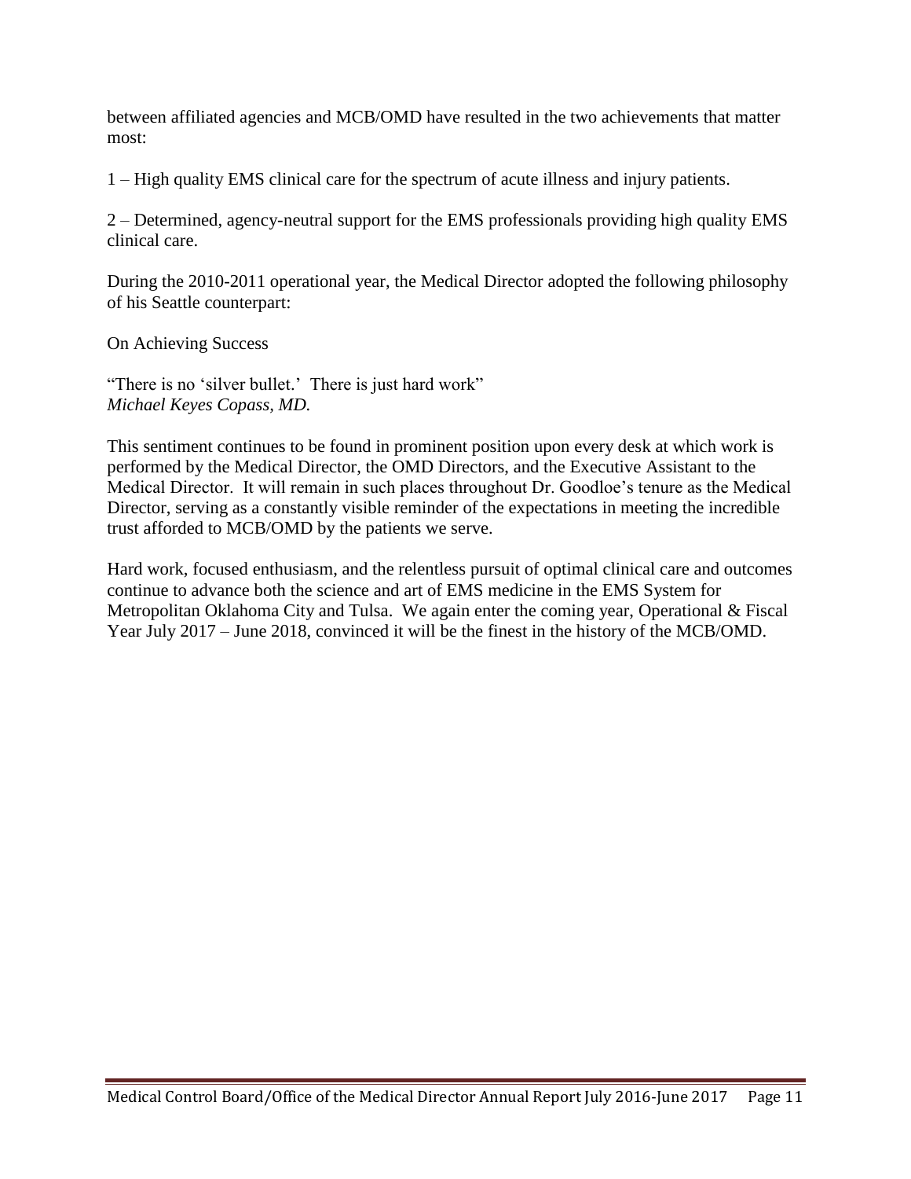between affiliated agencies and MCB/OMD have resulted in the two achievements that matter most:

1 – High quality EMS clinical care for the spectrum of acute illness and injury patients.

2 – Determined, agency-neutral support for the EMS professionals providing high quality EMS clinical care.

During the 2010-2011 operational year, the Medical Director adopted the following philosophy of his Seattle counterpart:

On Achieving Success

"There is no 'silver bullet.' There is just hard work"
*Michael Keyes Copass, MD.*

This sentiment continues to be found in prominent position upon every desk at which work is performed by the Medical Director, the OMD Directors, and the Executive Assistant to the Medical Director. It will remain in such places throughout Dr. Goodloe's tenure as the Medical Director, serving as a constantly visible reminder of the expectations in meeting the incredible trust afforded to MCB/OMD by the patients we serve.

Hard work, focused enthusiasm, and the relentless pursuit of optimal clinical care and outcomes continue to advance both the science and art of EMS medicine in the EMS System for Metropolitan Oklahoma City and Tulsa. We again enter the coming year, Operational & Fiscal Year July 2017 – June 2018, convinced it will be the finest in the history of the MCB/OMD.